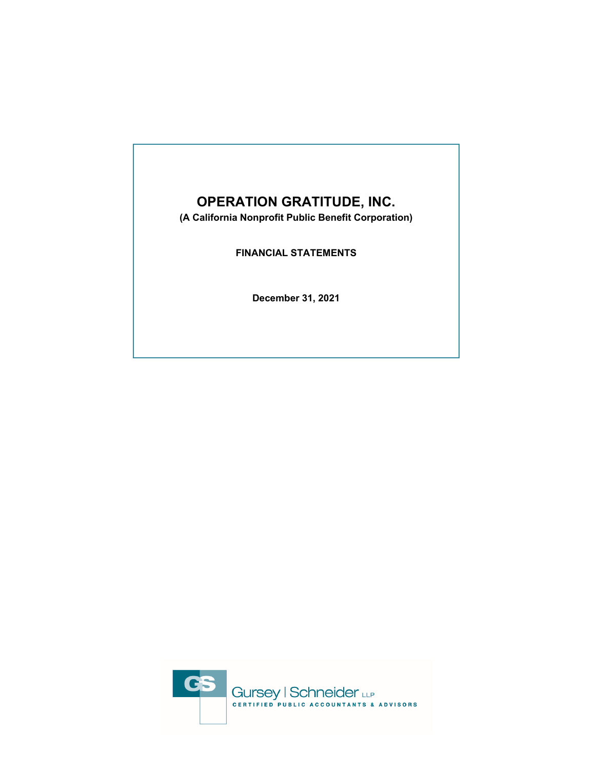# OPERATION GRATITUDE, INC.

**(A California Nonprofit Public Benefit Corporation)**

**FINANCIAL STATEMENTS**

**December 31, 2021**

Gursey | Schneider LLP

CERTIFIED PUBLIC ACCOUNTANTS & ADVISORS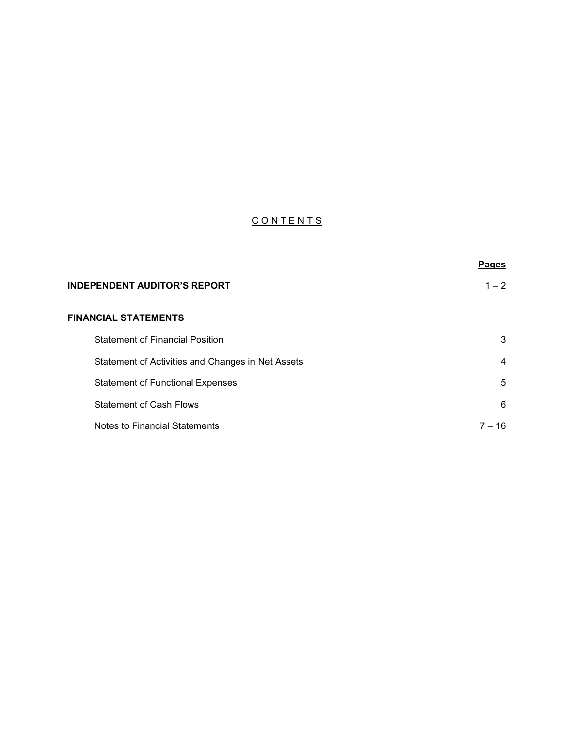# C O N T E N T S

| | Pages |
|---|---|
| **INDEPENDENT AUDITOR'S REPORT** | 1 – 2 |
| **FINANCIAL STATEMENTS** | |
| Statement of Financial Position | 3 |
| Statement of Activities and Changes in Net Assets | 4 |
| Statement of Functional Expenses | 5 |
| Statement of Cash Flows | 6 |
| Notes to Financial Statements | 7 – 16 |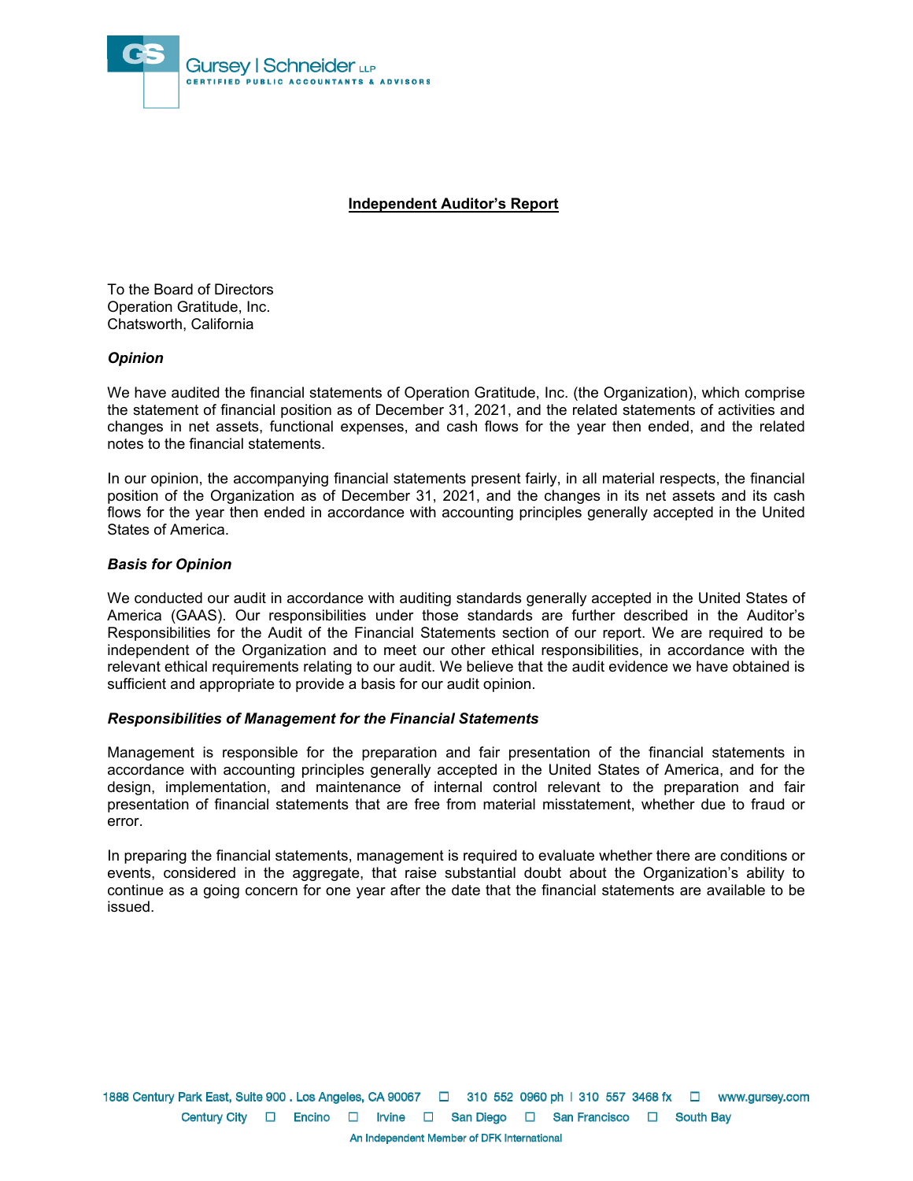**Independent Auditor's Report**

To the Board of Directors
Operation Gratitude, Inc.
Chatsworth, California

***Opinion***

We have audited the financial statements of Operation Gratitude, Inc. (the Organization), which comprise the statement of financial position as of December 31, 2021, and the related statements of activities and changes in net assets, functional expenses, and cash flows for the year then ended, and the related notes to the financial statements.

In our opinion, the accompanying financial statements present fairly, in all material respects, the financial position of the Organization as of December 31, 2021, and the changes in its net assets and its cash flows for the year then ended in accordance with accounting principles generally accepted in the United States of America.

***Basis for Opinion***

We conducted our audit in accordance with auditing standards generally accepted in the United States of America (GAAS). Our responsibilities under those standards are further described in the Auditor's Responsibilities for the Audit of the Financial Statements section of our report. We are required to be independent of the Organization and to meet our other ethical responsibilities, in accordance with the relevant ethical requirements relating to our audit. We believe that the audit evidence we have obtained is sufficient and appropriate to provide a basis for our audit opinion.

***Responsibilities of Management for the Financial Statements***

Management is responsible for the preparation and fair presentation of the financial statements in accordance with accounting principles generally accepted in the United States of America, and for the design, implementation, and maintenance of internal control relevant to the preparation and fair presentation of financial statements that are free from material misstatement, whether due to fraud or error.

In preparing the financial statements, management is required to evaluate whether there are conditions or events, considered in the aggregate, that raise substantial doubt about the Organization's ability to continue as a going concern for one year after the date that the financial statements are available to be issued.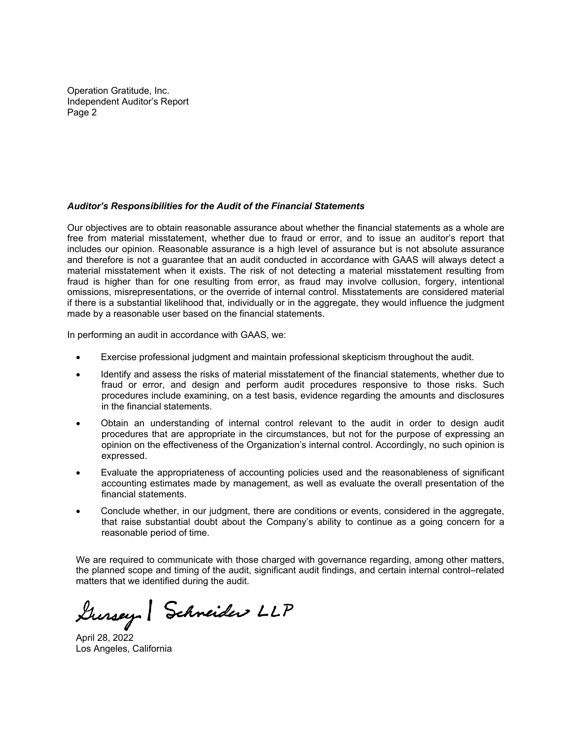### *Auditor's Responsibilities for the Audit of the Financial Statements*

Our objectives are to obtain reasonable assurance about whether the financial statements as a whole are free from material misstatement, whether due to fraud or error, and to issue an auditor's report that includes our opinion. Reasonable assurance is a high level of assurance but is not absolute assurance and therefore is not a guarantee that an audit conducted in accordance with GAAS will always detect a material misstatement when it exists. The risk of not detecting a material misstatement resulting from fraud is higher than for one resulting from error, as fraud may involve collusion, forgery, intentional omissions, misrepresentations, or the override of internal control. Misstatements are considered material if there is a substantial likelihood that, individually or in the aggregate, they would influence the judgment made by a reasonable user based on the financial statements.

In performing an audit in accordance with GAAS, we:

- Exercise professional judgment and maintain professional skepticism throughout the audit.
- Identify and assess the risks of material misstatement of the financial statements, whether due to fraud or error, and design and perform audit procedures responsive to those risks. Such procedures include examining, on a test basis, evidence regarding the amounts and disclosures in the financial statements.
- Obtain an understanding of internal control relevant to the audit in order to design audit procedures that are appropriate in the circumstances, but not for the purpose of expressing an opinion on the effectiveness of the Organization's internal control. Accordingly, no such opinion is expressed.
- Evaluate the appropriateness of accounting policies used and the reasonableness of significant accounting estimates made by management, as well as evaluate the overall presentation of the financial statements.
- Conclude whether, in our judgment, there are conditions or events, considered in the aggregate, that raise substantial doubt about the Company's ability to continue as a going concern for a reasonable period of time.

We are required to communicate with those charged with governance regarding, among other matters, the planned scope and timing of the audit, significant audit findings, and certain internal control–related matters that we identified during the audit.

Gursey | Schneider LLP

April 28, 2022
Los Angeles, California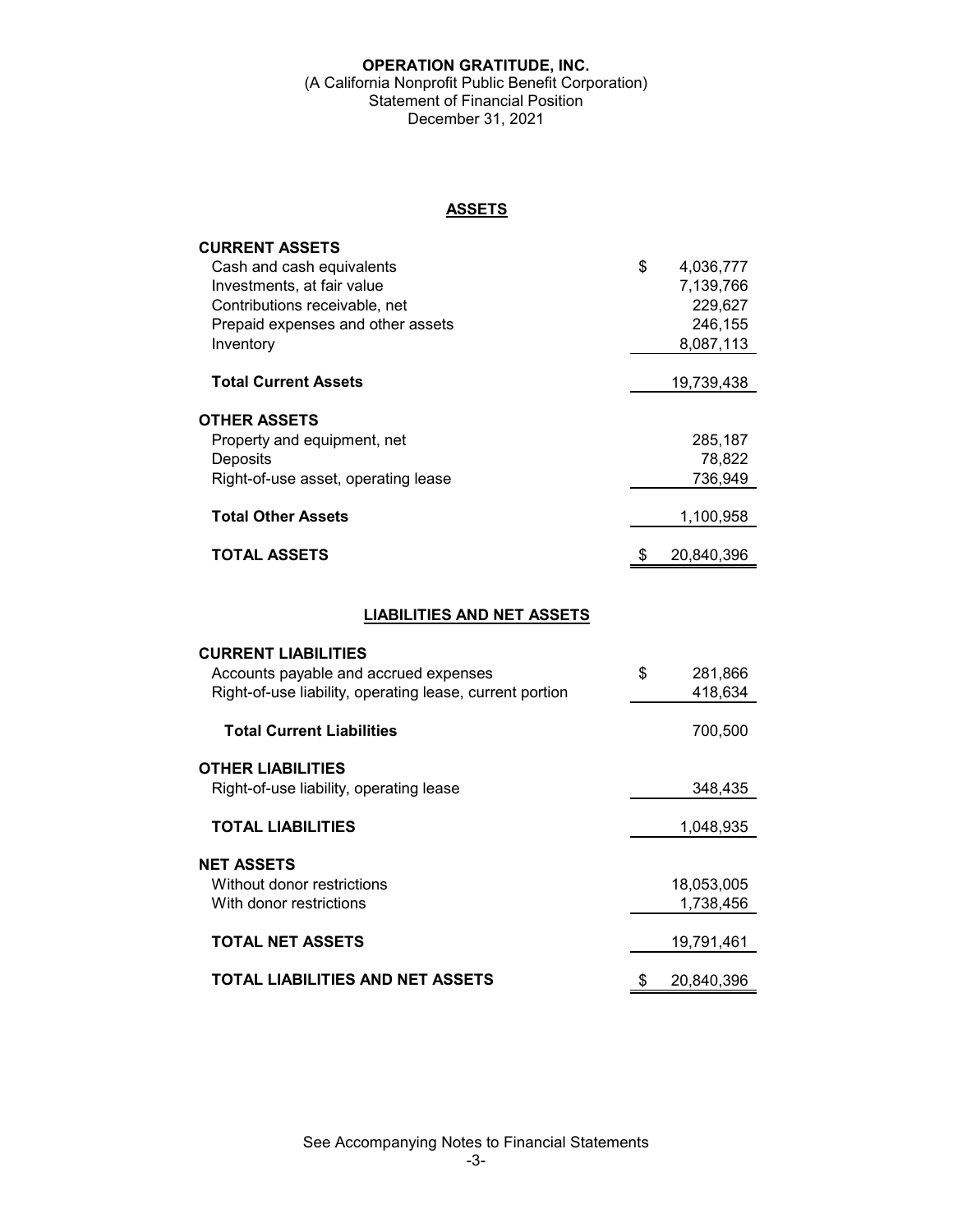# OPERATION GRATITUDE, INC.

(A California Nonprofit Public Benefit Corporation)
Statement of Financial Position
December 31, 2021

## ASSETS

| | |
|---|---|
| **CURRENT ASSETS** | |
| Cash and cash equivalents | $ 4,036,777 |
| Investments, at fair value | 7,139,766 |
| Contributions receivable, net | 229,627 |
| Prepaid expenses and other assets | 246,155 |
| Inventory | 8,087,113 |
| **Total Current Assets** | 19,739,438 |
| **OTHER ASSETS** | |
| Property and equipment, net | 285,187 |
| Deposits | 78,822 |
| Right-of-use asset, operating lease | 736,949 |
| **Total Other Assets** | 1,100,958 |
| **TOTAL ASSETS** | $ 20,840,396 |

## LIABILITIES AND NET ASSETS

| | |
|---|---|
| **CURRENT LIABILITIES** | |
| Accounts payable and accrued expenses | $ 281,866 |
| Right-of-use liability, operating lease, current portion | 418,634 |
| **Total Current Liabilities** | 700,500 |
| **OTHER LIABILITIES** | |
| Right-of-use liability, operating lease | 348,435 |
| **TOTAL LIABILITIES** | 1,048,935 |
| **NET ASSETS** | |
| Without donor restrictions | 18,053,005 |
| With donor restrictions | 1,738,456 |
| **TOTAL NET ASSETS** | 19,791,461 |
| **TOTAL LIABILITIES AND NET ASSETS** | $ 20,840,396 |

See Accompanying Notes to Financial Statements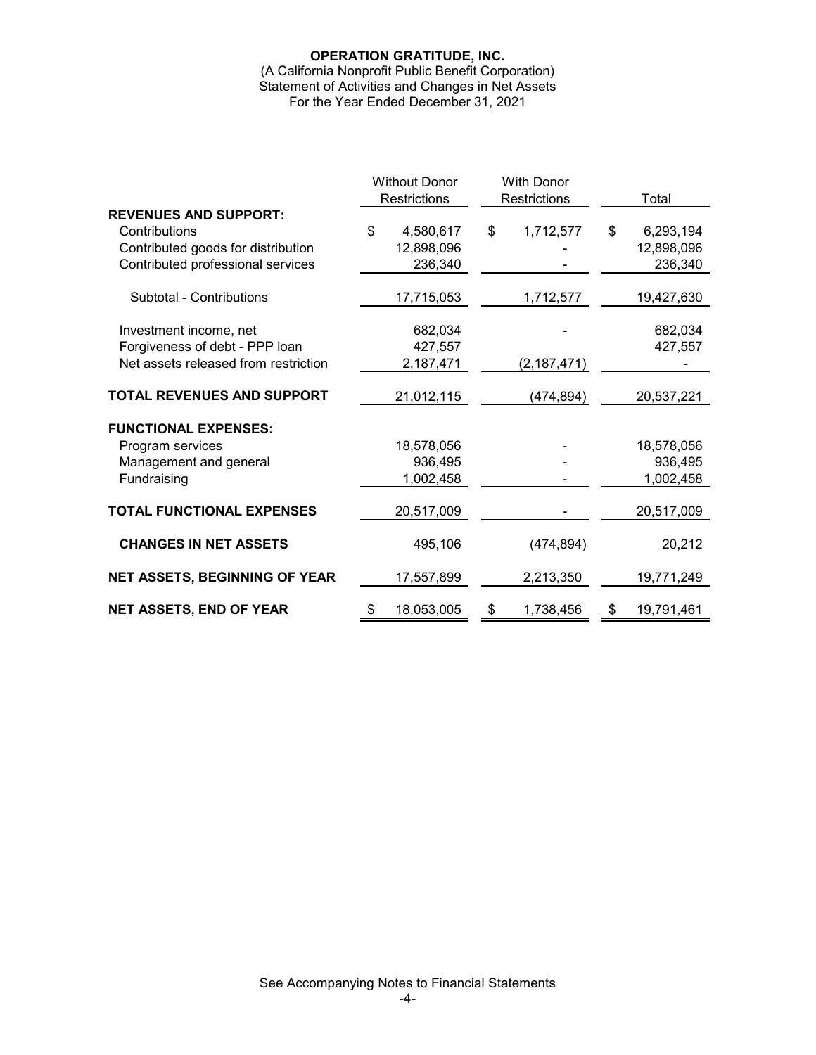**OPERATION GRATITUDE, INC.**
(A California Nonprofit Public Benefit Corporation)
Statement of Activities and Changes in Net Assets
For the Year Ended December 31, 2021

| | Without Donor Restrictions | With Donor Restrictions | Total |
|---|---|---|---|
| **REVENUES AND SUPPORT:** | | | |
| Contributions | $ 4,580,617 | $ 1,712,577 | $ 6,293,194 |
| Contributed goods for distribution | 12,898,096 | - | 12,898,096 |
| Contributed professional services | 236,340 | - | 236,340 |
| Subtotal - Contributions | 17,715,053 | 1,712,577 | 19,427,630 |
| Investment income, net | 682,034 | - | 682,034 |
| Forgiveness of debt - PPP loan | 427,557 | | 427,557 |
| Net assets released from restriction | 2,187,471 | (2,187,471) | - |
| **TOTAL REVENUES AND SUPPORT** | 21,012,115 | (474,894) | 20,537,221 |
| **FUNCTIONAL EXPENSES:** | | | |
| Program services | 18,578,056 | - | 18,578,056 |
| Management and general | 936,495 | - | 936,495 |
| Fundraising | 1,002,458 | - | 1,002,458 |
| **TOTAL FUNCTIONAL EXPENSES** | 20,517,009 | - | 20,517,009 |
| **CHANGES IN NET ASSETS** | 495,106 | (474,894) | 20,212 |
| **NET ASSETS, BEGINNING OF YEAR** | 17,557,899 | 2,213,350 | 19,771,249 |
| **NET ASSETS, END OF YEAR** | $ 18,053,005 | $ 1,738,456 | $ 19,791,461 |

See Accompanying Notes to Financial Statements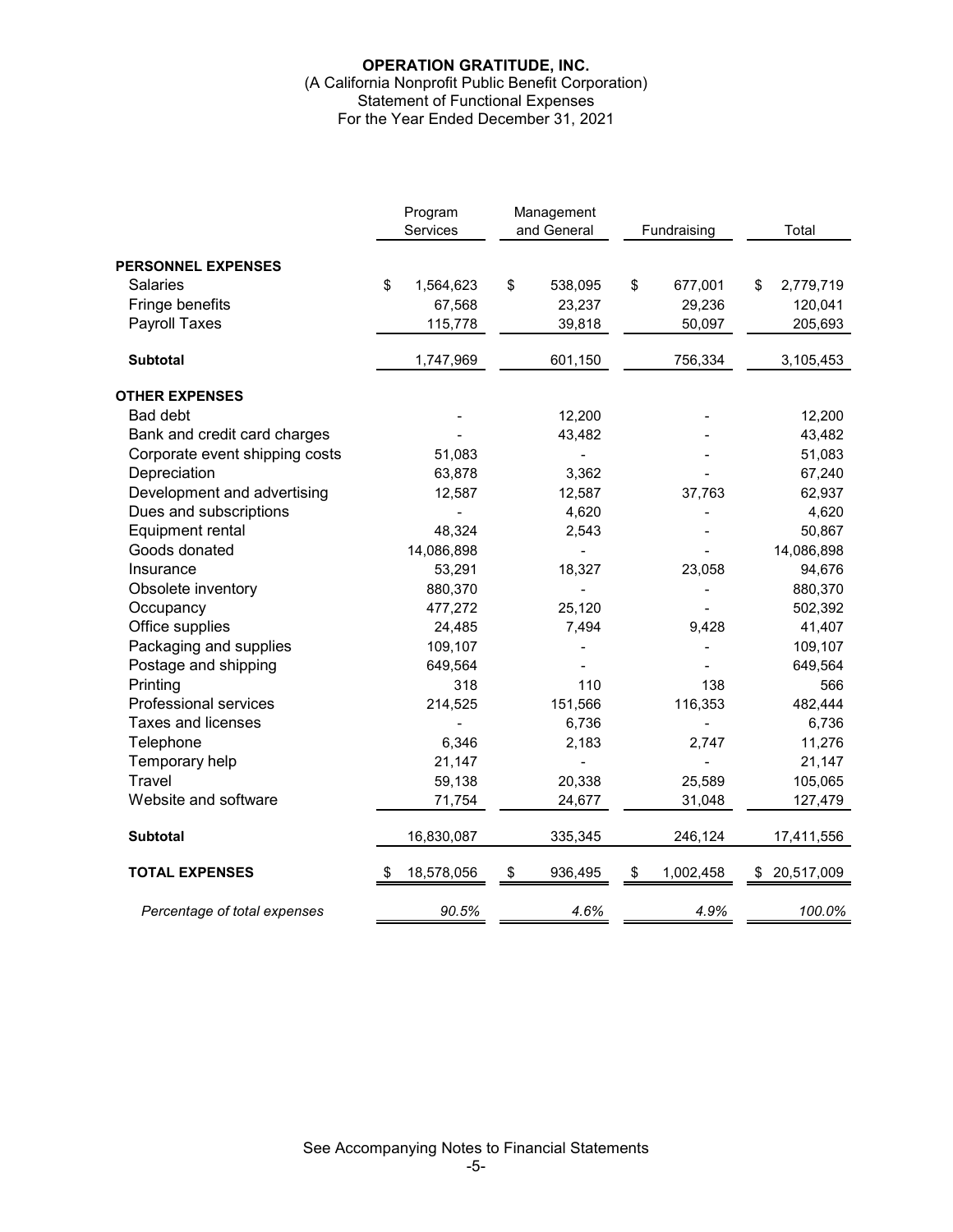**OPERATION GRATITUDE, INC.**
(A California Nonprofit Public Benefit Corporation)
Statement of Functional Expenses
For the Year Ended December 31, 2021

| | Program Services | Management and General | Fundraising | Total |
|---|---|---|---|---|
| **PERSONNEL EXPENSES** | | | | |
| Salaries | $ 1,564,623 | $ 538,095 | $ 677,001 | $ 2,779,719 |
| Fringe benefits | 67,568 | 23,237 | 29,236 | 120,041 |
| Payroll Taxes | 115,778 | 39,818 | 50,097 | 205,693 |
| **Subtotal** | 1,747,969 | 601,150 | 756,334 | 3,105,453 |
| **OTHER EXPENSES** | | | | |
| Bad debt | - | 12,200 | - | 12,200 |
| Bank and credit card charges | - | 43,482 | - | 43,482 |
| Corporate event shipping costs | 51,083 | - | - | 51,083 |
| Depreciation | 63,878 | 3,362 | - | 67,240 |
| Development and advertising | 12,587 | 12,587 | 37,763 | 62,937 |
| Dues and subscriptions | - | 4,620 | - | 4,620 |
| Equipment rental | 48,324 | 2,543 | - | 50,867 |
| Goods donated | 14,086,898 | - | - | 14,086,898 |
| Insurance | 53,291 | 18,327 | 23,058 | 94,676 |
| Obsolete inventory | 880,370 | - | - | 880,370 |
| Occupancy | 477,272 | 25,120 | - | 502,392 |
| Office supplies | 24,485 | 7,494 | 9,428 | 41,407 |
| Packaging and supplies | 109,107 | - | - | 109,107 |
| Postage and shipping | 649,564 | - | - | 649,564 |
| Printing | 318 | 110 | 138 | 566 |
| Professional services | 214,525 | 151,566 | 116,353 | 482,444 |
| Taxes and licenses | - | 6,736 | - | 6,736 |
| Telephone | 6,346 | 2,183 | 2,747 | 11,276 |
| Temporary help | 21,147 | - | - | 21,147 |
| Travel | 59,138 | 20,338 | 25,589 | 105,065 |
| Website and software | 71,754 | 24,677 | 31,048 | 127,479 |
| **Subtotal** | 16,830,087 | 335,345 | 246,124 | 17,411,556 |
| **TOTAL EXPENSES** | $ 18,578,056 | $ 936,495 | $ 1,002,458 | $ 20,517,009 |
| *Percentage of total expenses* | *90.5%* | *4.6%* | *4.9%* | *100.0%* |

See Accompanying Notes to Financial Statements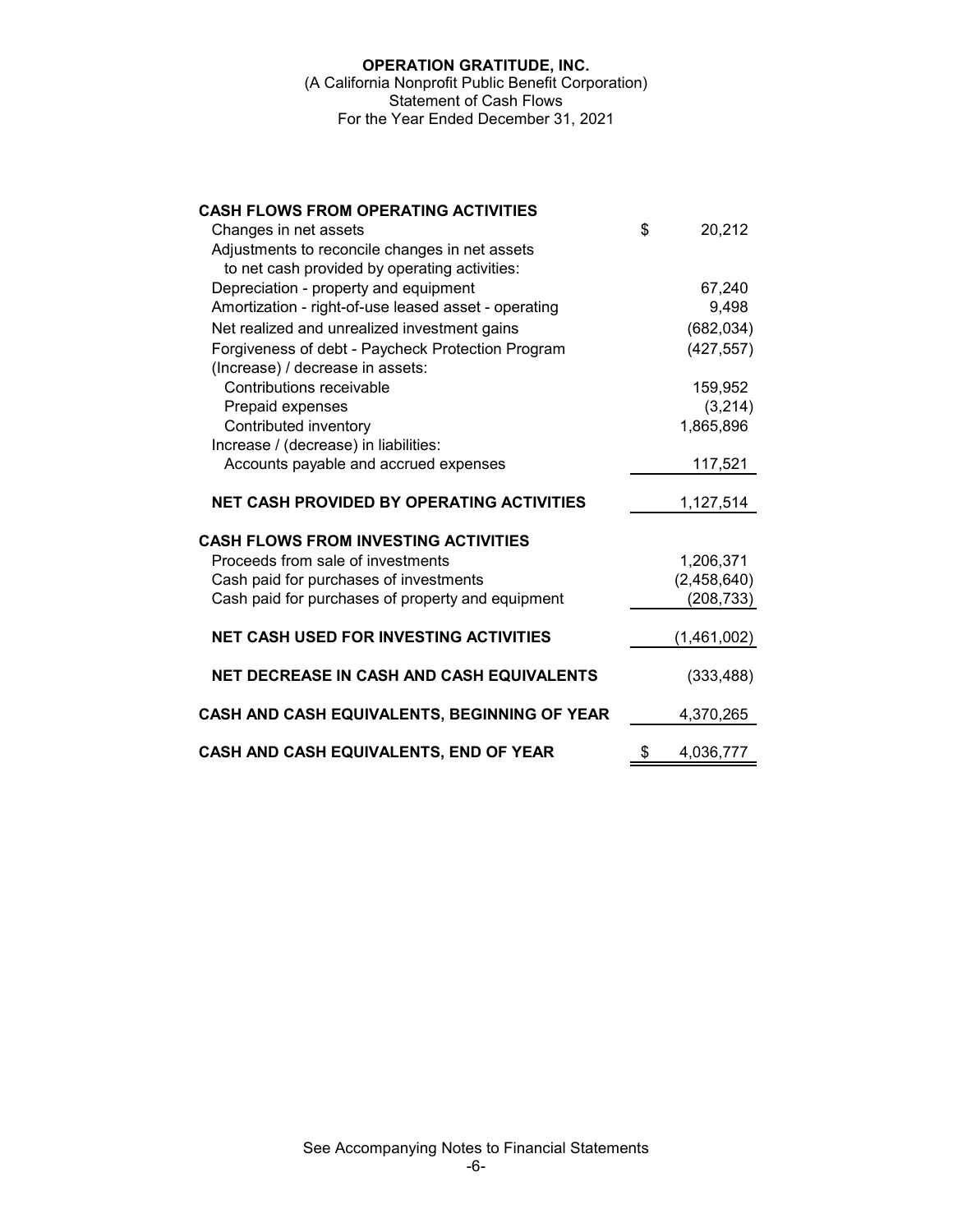**OPERATION GRATITUDE, INC.**
(A California Nonprofit Public Benefit Corporation)
Statement of Cash Flows
For the Year Ended December 31, 2021

| | |
|---|---|
| **CASH FLOWS FROM OPERATING ACTIVITIES** | |
| Changes in net assets | $ 20,212 |
| Adjustments to reconcile changes in net assets to net cash provided by operating activities: | |
| Depreciation - property and equipment | 67,240 |
| Amortization - right-of-use leased asset - operating | 9,498 |
| Net realized and unrealized investment gains | (682,034) |
| Forgiveness of debt - Paycheck Protection Program | (427,557) |
| (Increase) / decrease in assets: | |
| Contributions receivable | 159,952 |
| Prepaid expenses | (3,214) |
| Contributed inventory | 1,865,896 |
| Increase / (decrease) in liabilities: | |
| Accounts payable and accrued expenses | 117,521 |
| **NET CASH PROVIDED BY OPERATING ACTIVITIES** | 1,127,514 |
| **CASH FLOWS FROM INVESTING ACTIVITIES** | |
| Proceeds from sale of investments | 1,206,371 |
| Cash paid for purchases of investments | (2,458,640) |
| Cash paid for purchases of property and equipment | (208,733) |
| **NET CASH USED FOR INVESTING ACTIVITIES** | (1,461,002) |
| **NET DECREASE IN CASH AND CASH EQUIVALENTS** | (333,488) |
| **CASH AND CASH EQUIVALENTS, BEGINNING OF YEAR** | 4,370,265 |
| **CASH AND CASH EQUIVALENTS, END OF YEAR** | $ 4,036,777 |

See Accompanying Notes to Financial Statements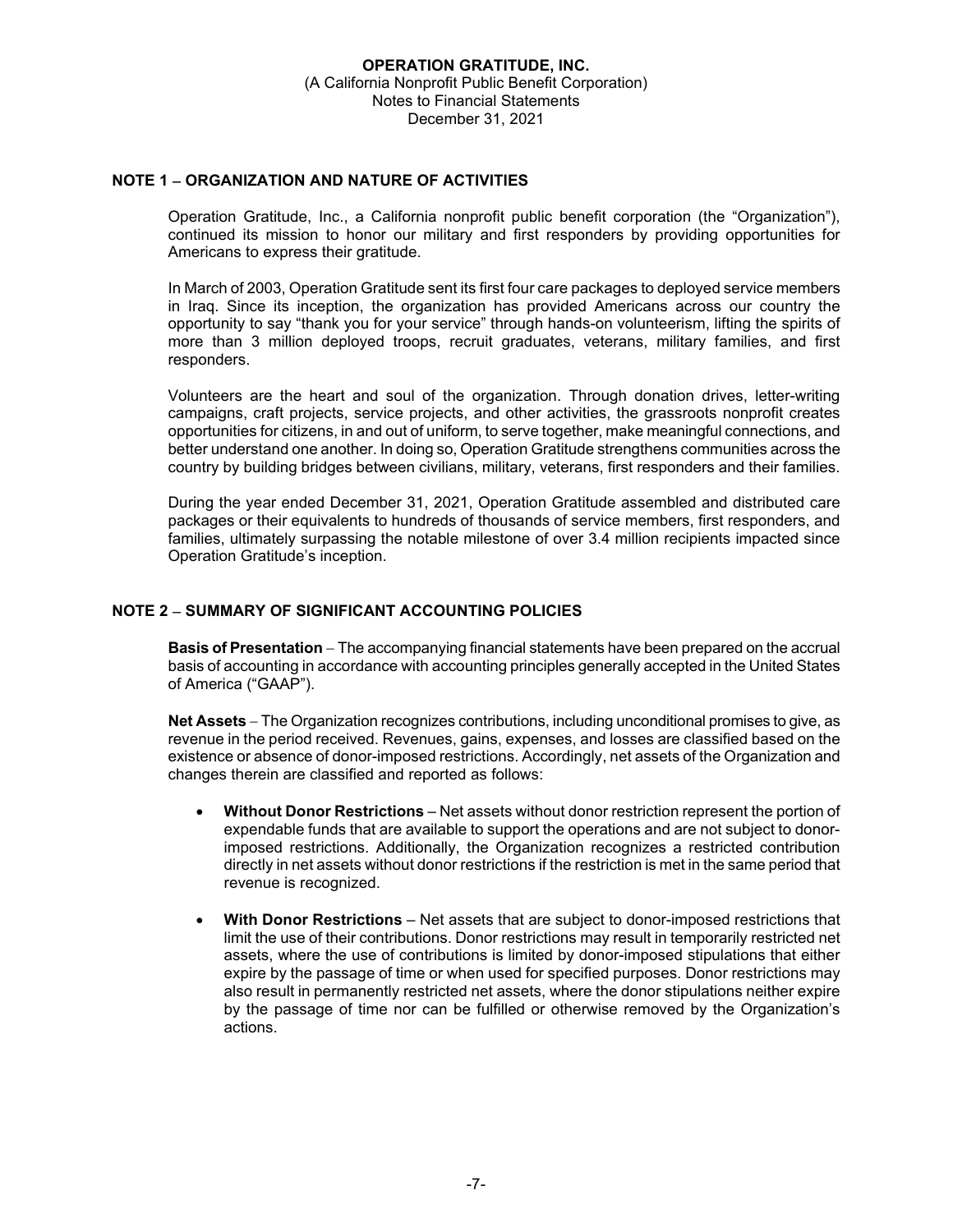**OPERATION GRATITUDE, INC.**
(A California Nonprofit Public Benefit Corporation)
Notes to Financial Statements
December 31, 2021

## NOTE 1 – ORGANIZATION AND NATURE OF ACTIVITIES

Operation Gratitude, Inc., a California nonprofit public benefit corporation (the "Organization"), continued its mission to honor our military and first responders by providing opportunities for Americans to express their gratitude.

In March of 2003, Operation Gratitude sent its first four care packages to deployed service members in Iraq. Since its inception, the organization has provided Americans across our country the opportunity to say "thank you for your service" through hands-on volunteerism, lifting the spirits of more than 3 million deployed troops, recruit graduates, veterans, military families, and first responders.

Volunteers are the heart and soul of the organization. Through donation drives, letter-writing campaigns, craft projects, service projects, and other activities, the grassroots nonprofit creates opportunities for citizens, in and out of uniform, to serve together, make meaningful connections, and better understand one another. In doing so, Operation Gratitude strengthens communities across the country by building bridges between civilians, military, veterans, first responders and their families.

During the year ended December 31, 2021, Operation Gratitude assembled and distributed care packages or their equivalents to hundreds of thousands of service members, first responders, and families, ultimately surpassing the notable milestone of over 3.4 million recipients impacted since Operation Gratitude's inception.

## NOTE 2 – SUMMARY OF SIGNIFICANT ACCOUNTING POLICIES

**Basis of Presentation** – The accompanying financial statements have been prepared on the accrual basis of accounting in accordance with accounting principles generally accepted in the United States of America ("GAAP").

**Net Assets** – The Organization recognizes contributions, including unconditional promises to give, as revenue in the period received. Revenues, gains, expenses, and losses are classified based on the existence or absence of donor-imposed restrictions. Accordingly, net assets of the Organization and changes therein are classified and reported as follows:

- **Without Donor Restrictions** – Net assets without donor restriction represent the portion of expendable funds that are available to support the operations and are not subject to donor-imposed restrictions. Additionally, the Organization recognizes a restricted contribution directly in net assets without donor restrictions if the restriction is met in the same period that revenue is recognized.

- **With Donor Restrictions** – Net assets that are subject to donor-imposed restrictions that limit the use of their contributions. Donor restrictions may result in temporarily restricted net assets, where the use of contributions is limited by donor-imposed stipulations that either expire by the passage of time or when used for specified purposes. Donor restrictions may also result in permanently restricted net assets, where the donor stipulations neither expire by the passage of time nor can be fulfilled or otherwise removed by the Organization's actions.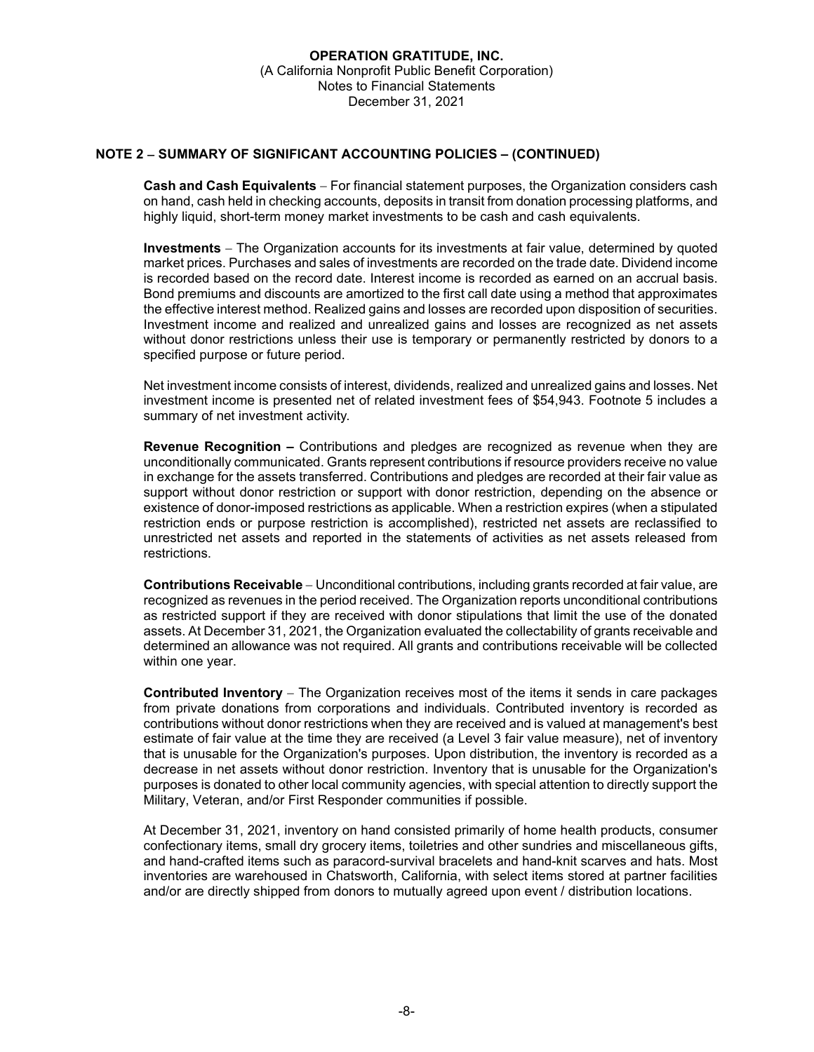**OPERATION GRATITUDE, INC.**
(A California Nonprofit Public Benefit Corporation)
Notes to Financial Statements
December 31, 2021

## NOTE 2 – SUMMARY OF SIGNIFICANT ACCOUNTING POLICIES – (CONTINUED)

**Cash and Cash Equivalents** – For financial statement purposes, the Organization considers cash on hand, cash held in checking accounts, deposits in transit from donation processing platforms, and highly liquid, short-term money market investments to be cash and cash equivalents.

**Investments** – The Organization accounts for its investments at fair value, determined by quoted market prices. Purchases and sales of investments are recorded on the trade date. Dividend income is recorded based on the record date. Interest income is recorded as earned on an accrual basis. Bond premiums and discounts are amortized to the first call date using a method that approximates the effective interest method. Realized gains and losses are recorded upon disposition of securities. Investment income and realized and unrealized gains and losses are recognized as net assets without donor restrictions unless their use is temporary or permanently restricted by donors to a specified purpose or future period.

Net investment income consists of interest, dividends, realized and unrealized gains and losses. Net investment income is presented net of related investment fees of $54,943. Footnote 5 includes a summary of net investment activity.

**Revenue Recognition –** Contributions and pledges are recognized as revenue when they are unconditionally communicated. Grants represent contributions if resource providers receive no value in exchange for the assets transferred. Contributions and pledges are recorded at their fair value as support without donor restriction or support with donor restriction, depending on the absence or existence of donor-imposed restrictions as applicable. When a restriction expires (when a stipulated restriction ends or purpose restriction is accomplished), restricted net assets are reclassified to unrestricted net assets and reported in the statements of activities as net assets released from restrictions.

**Contributions Receivable** – Unconditional contributions, including grants recorded at fair value, are recognized as revenues in the period received. The Organization reports unconditional contributions as restricted support if they are received with donor stipulations that limit the use of the donated assets. At December 31, 2021, the Organization evaluated the collectability of grants receivable and determined an allowance was not required. All grants and contributions receivable will be collected within one year.

**Contributed Inventory** – The Organization receives most of the items it sends in care packages from private donations from corporations and individuals. Contributed inventory is recorded as contributions without donor restrictions when they are received and is valued at management's best estimate of fair value at the time they are received (a Level 3 fair value measure), net of inventory that is unusable for the Organization's purposes. Upon distribution, the inventory is recorded as a decrease in net assets without donor restriction. Inventory that is unusable for the Organization's purposes is donated to other local community agencies, with special attention to directly support the Military, Veteran, and/or First Responder communities if possible.

At December 31, 2021, inventory on hand consisted primarily of home health products, consumer confectionary items, small dry grocery items, toiletries and other sundries and miscellaneous gifts, and hand-crafted items such as paracord-survival bracelets and hand-knit scarves and hats. Most inventories are warehoused in Chatsworth, California, with select items stored at partner facilities and/or are directly shipped from donors to mutually agreed upon event / distribution locations.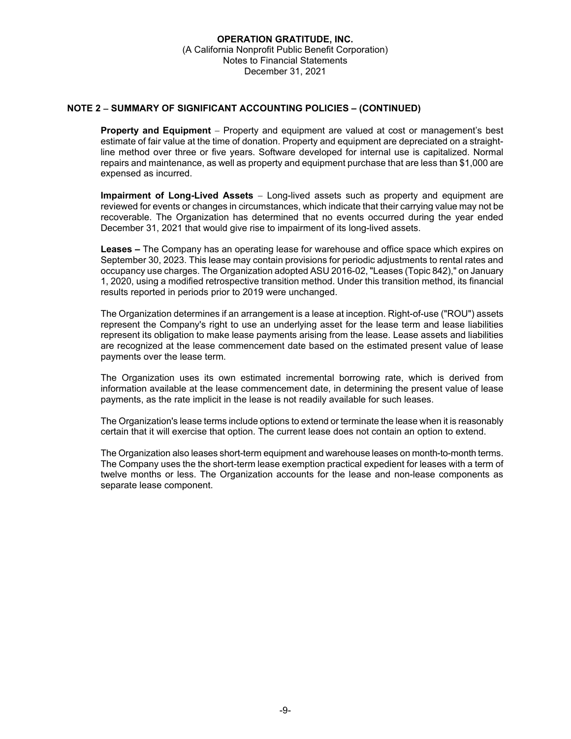**OPERATION GRATITUDE, INC.**
(A California Nonprofit Public Benefit Corporation)
Notes to Financial Statements
December 31, 2021

## NOTE 2 – SUMMARY OF SIGNIFICANT ACCOUNTING POLICIES – (CONTINUED)

**Property and Equipment** – Property and equipment are valued at cost or management's best estimate of fair value at the time of donation. Property and equipment are depreciated on a straight-line method over three or five years. Software developed for internal use is capitalized. Normal repairs and maintenance, as well as property and equipment purchase that are less than $1,000 are expensed as incurred.

**Impairment of Long-Lived Assets** – Long-lived assets such as property and equipment are reviewed for events or changes in circumstances, which indicate that their carrying value may not be recoverable. The Organization has determined that no events occurred during the year ended December 31, 2021 that would give rise to impairment of its long-lived assets.

**Leases –** The Company has an operating lease for warehouse and office space which expires on September 30, 2023. This lease may contain provisions for periodic adjustments to rental rates and occupancy use charges. The Organization adopted ASU 2016-02, "Leases (Topic 842)," on January 1, 2020, using a modified retrospective transition method. Under this transition method, its financial results reported in periods prior to 2019 were unchanged.

The Organization determines if an arrangement is a lease at inception. Right-of-use ("ROU") assets represent the Company's right to use an underlying asset for the lease term and lease liabilities represent its obligation to make lease payments arising from the lease. Lease assets and liabilities are recognized at the lease commencement date based on the estimated present value of lease payments over the lease term.

The Organization uses its own estimated incremental borrowing rate, which is derived from information available at the lease commencement date, in determining the present value of lease payments, as the rate implicit in the lease is not readily available for such leases.

The Organization's lease terms include options to extend or terminate the lease when it is reasonably certain that it will exercise that option. The current lease does not contain an option to extend.

The Organization also leases short-term equipment and warehouse leases on month-to-month terms. The Company uses the the short-term lease exemption practical expedient for leases with a term of twelve months or less. The Organization accounts for the lease and non-lease components as separate lease component.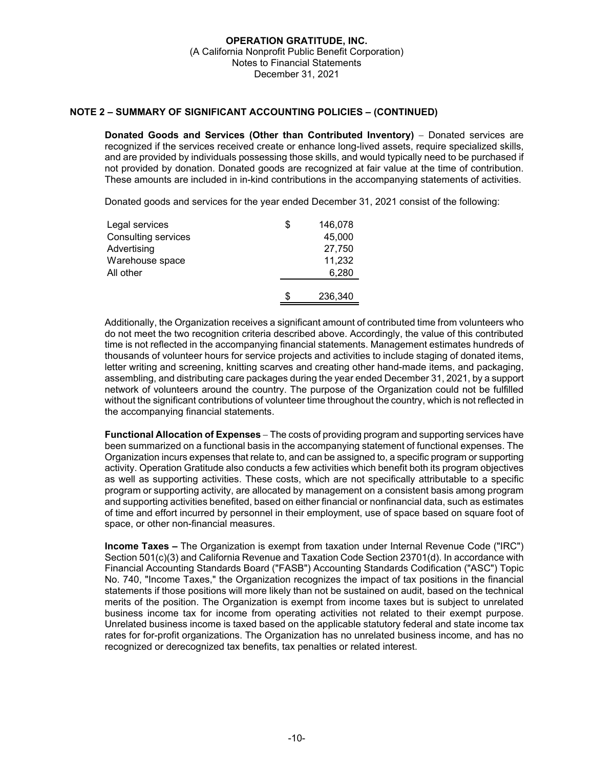# OPERATION GRATITUDE, INC.

(A California Nonprofit Public Benefit Corporation)
Notes to Financial Statements
December 31, 2021

## NOTE 2 – SUMMARY OF SIGNIFICANT ACCOUNTING POLICIES – (CONTINUED)

**Donated Goods and Services (Other than Contributed Inventory)** – Donated services are recognized if the services received create or enhance long-lived assets, require specialized skills, and are provided by individuals possessing those skills, and would typically need to be purchased if not provided by donation. Donated goods are recognized at fair value at the time of contribution. These amounts are included in in-kind contributions in the accompanying statements of activities.

Donated goods and services for the year ended December 31, 2021 consist of the following:

| | | |
|---|---|---|
| Legal services | $ | 146,078 |
| Consulting services | | 45,000 |
| Advertising | | 27,750 |
| Warehouse space | | 11,232 |
| All other | | 6,280 |
| | $ | 236,340 |

Additionally, the Organization receives a significant amount of contributed time from volunteers who do not meet the two recognition criteria described above. Accordingly, the value of this contributed time is not reflected in the accompanying financial statements. Management estimates hundreds of thousands of volunteer hours for service projects and activities to include staging of donated items, letter writing and screening, knitting scarves and creating other hand-made items, and packaging, assembling, and distributing care packages during the year ended December 31, 2021, by a support network of volunteers around the country. The purpose of the Organization could not be fulfilled without the significant contributions of volunteer time throughout the country, which is not reflected in the accompanying financial statements.

**Functional Allocation of Expenses** – The costs of providing program and supporting services have been summarized on a functional basis in the accompanying statement of functional expenses. The Organization incurs expenses that relate to, and can be assigned to, a specific program or supporting activity. Operation Gratitude also conducts a few activities which benefit both its program objectives as well as supporting activities. These costs, which are not specifically attributable to a specific program or supporting activity, are allocated by management on a consistent basis among program and supporting activities benefited, based on either financial or nonfinancial data, such as estimates of time and effort incurred by personnel in their employment, use of space based on square foot of space, or other non-financial measures.

**Income Taxes –** The Organization is exempt from taxation under Internal Revenue Code ("IRC") Section 501(c)(3) and California Revenue and Taxation Code Section 23701(d). In accordance with Financial Accounting Standards Board ("FASB") Accounting Standards Codification ("ASC") Topic No. 740, "Income Taxes," the Organization recognizes the impact of tax positions in the financial statements if those positions will more likely than not be sustained on audit, based on the technical merits of the position. The Organization is exempt from income taxes but is subject to unrelated business income tax for income from operating activities not related to their exempt purpose. Unrelated business income is taxed based on the applicable statutory federal and state income tax rates for for-profit organizations. The Organization has no unrelated business income, and has no recognized or derecognized tax benefits, tax penalties or related interest.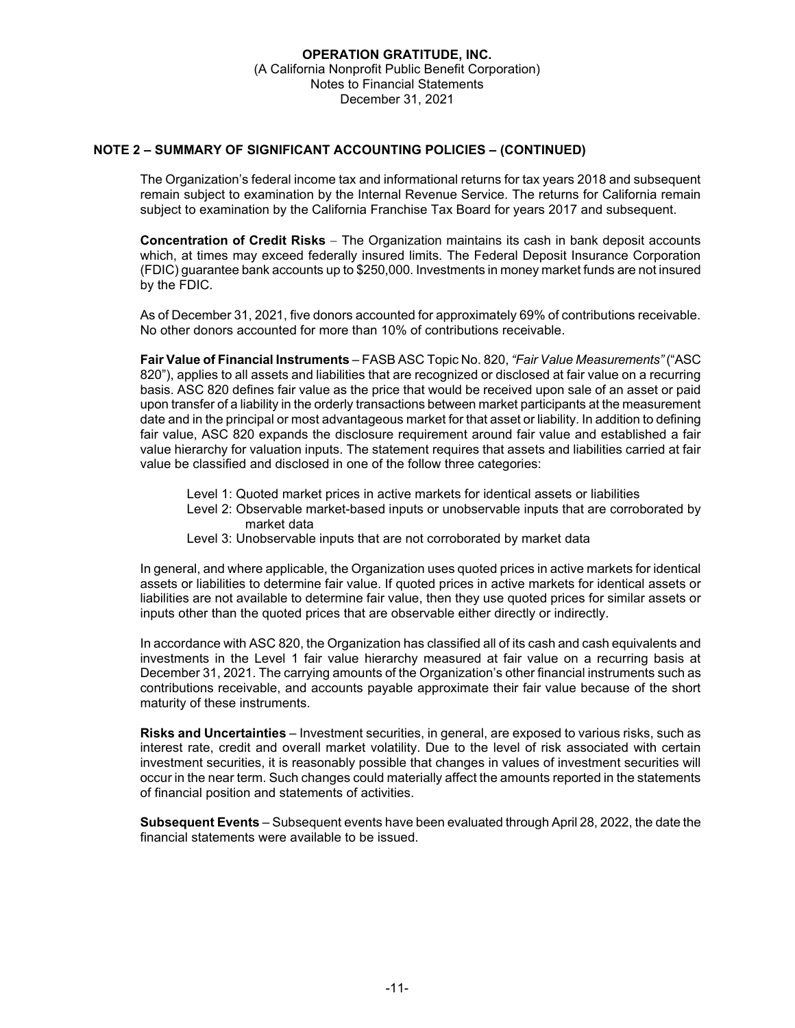**OPERATION GRATITUDE, INC.**
(A California Nonprofit Public Benefit Corporation)
Notes to Financial Statements
December 31, 2021

## NOTE 2 – SUMMARY OF SIGNIFICANT ACCOUNTING POLICIES – (CONTINUED)

The Organization's federal income tax and informational returns for tax years 2018 and subsequent remain subject to examination by the Internal Revenue Service. The returns for California remain subject to examination by the California Franchise Tax Board for years 2017 and subsequent.

**Concentration of Credit Risks** – The Organization maintains its cash in bank deposit accounts which, at times may exceed federally insured limits. The Federal Deposit Insurance Corporation (FDIC) guarantee bank accounts up to $250,000. Investments in money market funds are not insured by the FDIC.

As of December 31, 2021, five donors accounted for approximately 69% of contributions receivable. No other donors accounted for more than 10% of contributions receivable.

**Fair Value of Financial Instruments** – FASB ASC Topic No. 820, *"Fair Value Measurements"* ("ASC 820"), applies to all assets and liabilities that are recognized or disclosed at fair value on a recurring basis. ASC 820 defines fair value as the price that would be received upon sale of an asset or paid upon transfer of a liability in the orderly transactions between market participants at the measurement date and in the principal or most advantageous market for that asset or liability. In addition to defining fair value, ASC 820 expands the disclosure requirement around fair value and established a fair value hierarchy for valuation inputs. The statement requires that assets and liabilities carried at fair value be classified and disclosed in one of the follow three categories:

Level 1: Quoted market prices in active markets for identical assets or liabilities
Level 2: Observable market-based inputs or unobservable inputs that are corroborated by market data
Level 3: Unobservable inputs that are not corroborated by market data

In general, and where applicable, the Organization uses quoted prices in active markets for identical assets or liabilities to determine fair value. If quoted prices in active markets for identical assets or liabilities are not available to determine fair value, then they use quoted prices for similar assets or inputs other than the quoted prices that are observable either directly or indirectly.

In accordance with ASC 820, the Organization has classified all of its cash and cash equivalents and investments in the Level 1 fair value hierarchy measured at fair value on a recurring basis at December 31, 2021. The carrying amounts of the Organization's other financial instruments such as contributions receivable, and accounts payable approximate their fair value because of the short maturity of these instruments.

**Risks and Uncertainties** – Investment securities, in general, are exposed to various risks, such as interest rate, credit and overall market volatility. Due to the level of risk associated with certain investment securities, it is reasonably possible that changes in values of investment securities will occur in the near term. Such changes could materially affect the amounts reported in the statements of financial position and statements of activities.

**Subsequent Events** – Subsequent events have been evaluated through April 28, 2022, the date the financial statements were available to be issued.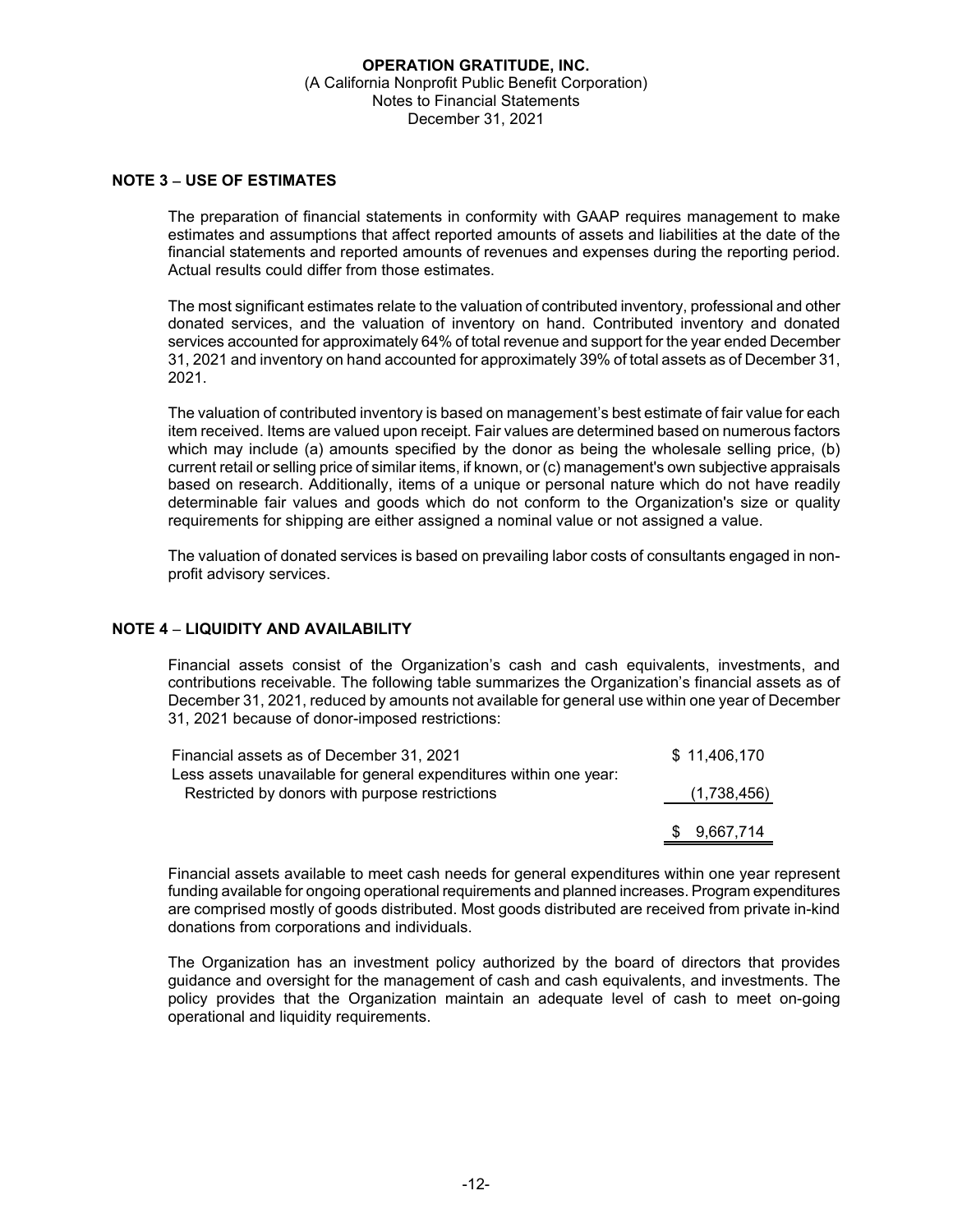## NOTE 3 – USE OF ESTIMATES

The preparation of financial statements in conformity with GAAP requires management to make estimates and assumptions that affect reported amounts of assets and liabilities at the date of the financial statements and reported amounts of revenues and expenses during the reporting period. Actual results could differ from those estimates.

The most significant estimates relate to the valuation of contributed inventory, professional and other donated services, and the valuation of inventory on hand. Contributed inventory and donated services accounted for approximately 64% of total revenue and support for the year ended December 31, 2021 and inventory on hand accounted for approximately 39% of total assets as of December 31, 2021.

The valuation of contributed inventory is based on management's best estimate of fair value for each item received. Items are valued upon receipt. Fair values are determined based on numerous factors which may include (a) amounts specified by the donor as being the wholesale selling price, (b) current retail or selling price of similar items, if known, or (c) management's own subjective appraisals based on research. Additionally, items of a unique or personal nature which do not have readily determinable fair values and goods which do not conform to the Organization's size or quality requirements for shipping are either assigned a nominal value or not assigned a value.

The valuation of donated services is based on prevailing labor costs of consultants engaged in non-profit advisory services.

## NOTE 4 – LIQUIDITY AND AVAILABILITY

Financial assets consist of the Organization's cash and cash equivalents, investments, and contributions receivable. The following table summarizes the Organization's financial assets as of December 31, 2021, reduced by amounts not available for general use within one year of December 31, 2021 because of donor-imposed restrictions:

| | |
|---|---|
| Financial assets as of December 31, 2021 | $ 11,406,170 |
| Less assets unavailable for general expenditures within one year: | |
| Restricted by donors with purpose restrictions | (1,738,456) |
| | $ 9,667,714 |

Financial assets available to meet cash needs for general expenditures within one year represent funding available for ongoing operational requirements and planned increases. Program expenditures are comprised mostly of goods distributed. Most goods distributed are received from private in-kind donations from corporations and individuals.

The Organization has an investment policy authorized by the board of directors that provides guidance and oversight for the management of cash and cash equivalents, and investments. The policy provides that the Organization maintain an adequate level of cash to meet on-going operational and liquidity requirements.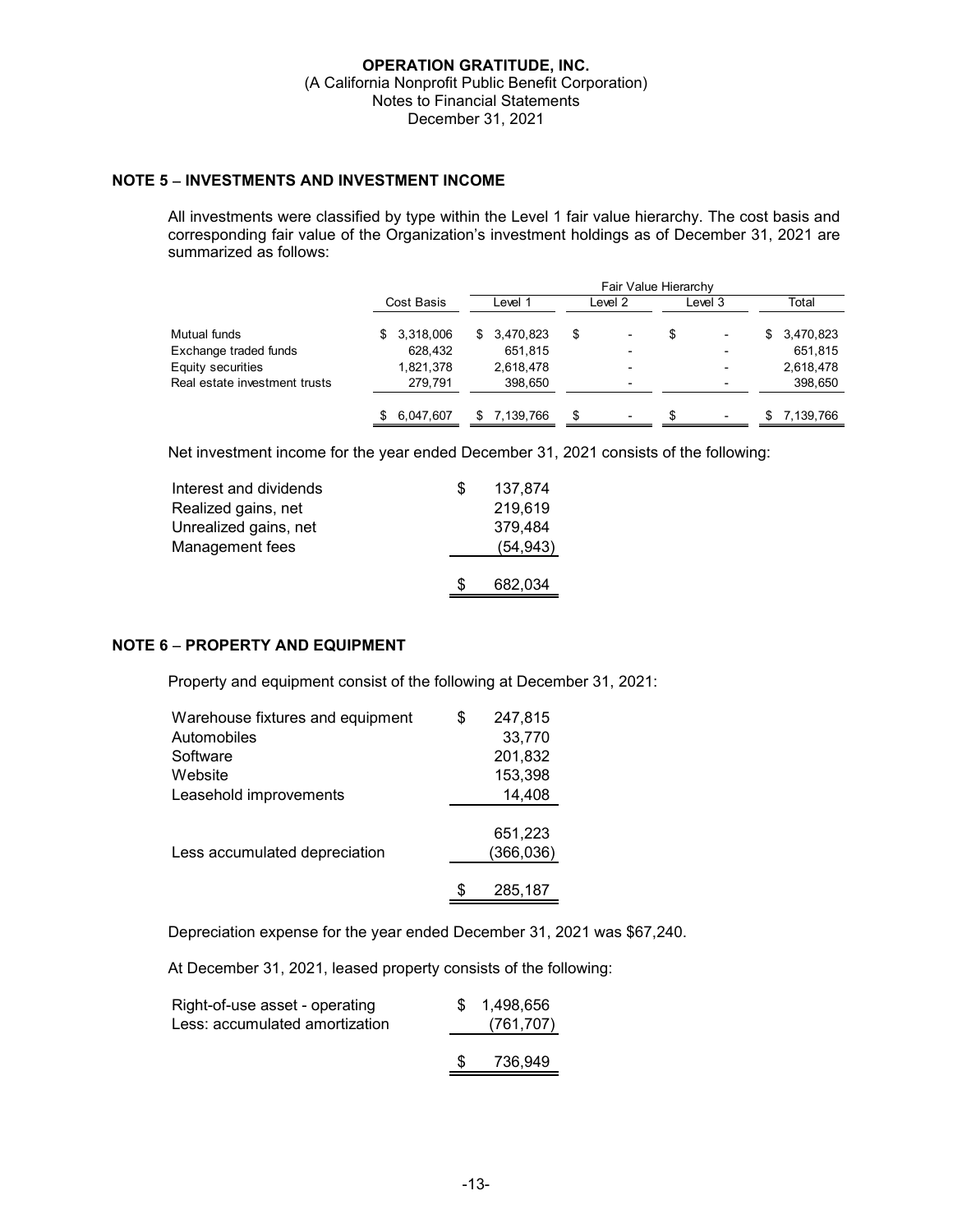**OPERATION GRATITUDE, INC.**
(A California Nonprofit Public Benefit Corporation)
Notes to Financial Statements
December 31, 2021

## NOTE 5 – INVESTMENTS AND INVESTMENT INCOME

All investments were classified by type within the Level 1 fair value hierarchy. The cost basis and corresponding fair value of the Organization's investment holdings as of December 31, 2021 are summarized as follows:

| | | Fair Value Hierarchy | | | |
|---|---|---|---|---|---|
| | Cost Basis | Level 1 | Level 2 | Level 3 | Total |
| Mutual funds | $ 3,318,006 | $ 3,470,823 | $ - | $ - | $ 3,470,823 |
| Exchange traded funds | 628,432 | 651,815 | - | - | 651,815 |
| Equity securities | 1,821,378 | 2,618,478 | - | - | 2,618,478 |
| Real estate investment trusts | 279,791 | 398,650 | - | - | 398,650 |
| | $ 6,047,607 | $ 7,139,766 | $ - | $ - | $ 7,139,766 |

Net investment income for the year ended December 31, 2021 consists of the following:

| | |
|---|---|
| Interest and dividends | $ 137,874 |
| Realized gains, net | 219,619 |
| Unrealized gains, net | 379,484 |
| Management fees | (54,943) |
| | $ 682,034 |

## NOTE 6 – PROPERTY AND EQUIPMENT

Property and equipment consist of the following at December 31, 2021:

| | |
|---|---|
| Warehouse fixtures and equipment | $ 247,815 |
| Automobiles | 33,770 |
| Software | 201,832 |
| Website | 153,398 |
| Leasehold improvements | 14,408 |
| | 651,223 |
| Less accumulated depreciation | (366,036) |
| | $ 285,187 |

Depreciation expense for the year ended December 31, 2021 was $67,240.

At December 31, 2021, leased property consists of the following:

| | |
|---|---|
| Right-of-use asset - operating | $ 1,498,656 |
| Less: accumulated amortization | (761,707) |
| | $ 736,949 |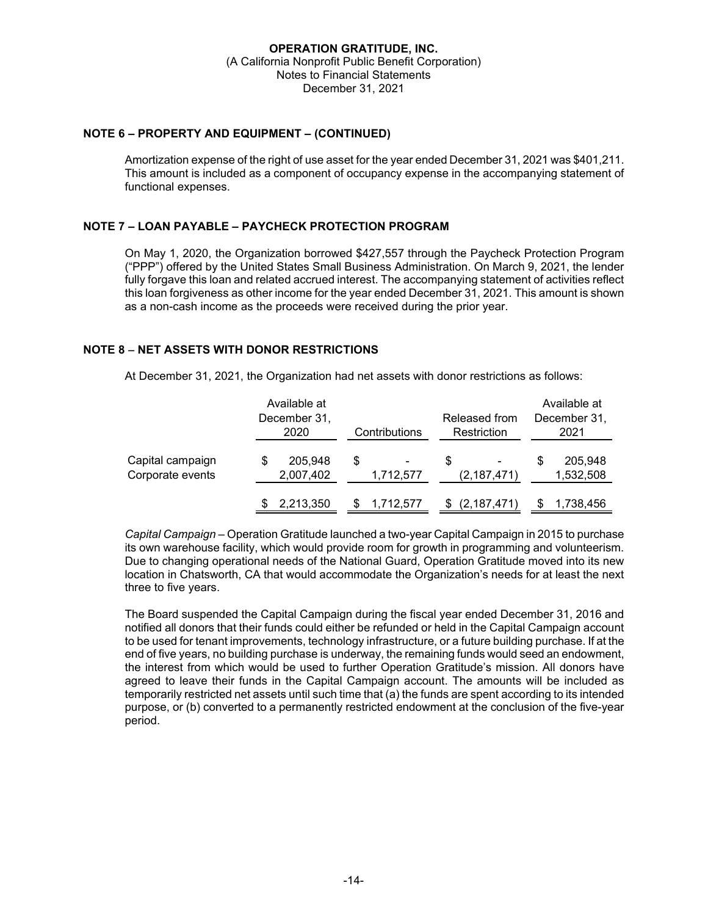**OPERATION GRATITUDE, INC.**
(A California Nonprofit Public Benefit Corporation)
Notes to Financial Statements
December 31, 2021

## NOTE 6 – PROPERTY AND EQUIPMENT – (CONTINUED)

Amortization expense of the right of use asset for the year ended December 31, 2021 was $401,211. This amount is included as a component of occupancy expense in the accompanying statement of functional expenses.

## NOTE 7 – LOAN PAYABLE – PAYCHECK PROTECTION PROGRAM

On May 1, 2020, the Organization borrowed $427,557 through the Paycheck Protection Program ("PPP") offered by the United States Small Business Administration. On March 9, 2021, the lender fully forgave this loan and related accrued interest. The accompanying statement of activities reflect this loan forgiveness as other income for the year ended December 31, 2021. This amount is shown as a non-cash income as the proceeds were received during the prior year.

## NOTE 8 – NET ASSETS WITH DONOR RESTRICTIONS

At December 31, 2021, the Organization had net assets with donor restrictions as follows:

| | Available at December 31, 2020 | Contributions | Released from Restriction | Available at December 31, 2021 |
|---|---|---|---|---|
| Capital campaign | $ 205,948 | $ - | $ - | $ 205,948 |
| Corporate events | 2,007,402 | 1,712,577 | (2,187,471) | 1,532,508 |
| | $ 2,213,350 | $ 1,712,577 | $ (2,187,471) | $ 1,738,456 |

*Capital Campaign* – Operation Gratitude launched a two-year Capital Campaign in 2015 to purchase its own warehouse facility, which would provide room for growth in programming and volunteerism. Due to changing operational needs of the National Guard, Operation Gratitude moved into its new location in Chatsworth, CA that would accommodate the Organization's needs for at least the next three to five years.

The Board suspended the Capital Campaign during the fiscal year ended December 31, 2016 and notified all donors that their funds could either be refunded or held in the Capital Campaign account to be used for tenant improvements, technology infrastructure, or a future building purchase. If at the end of five years, no building purchase is underway, the remaining funds would seed an endowment, the interest from which would be used to further Operation Gratitude's mission. All donors have agreed to leave their funds in the Capital Campaign account. The amounts will be included as temporarily restricted net assets until such time that (a) the funds are spent according to its intended purpose, or (b) converted to a permanently restricted endowment at the conclusion of the five-year period.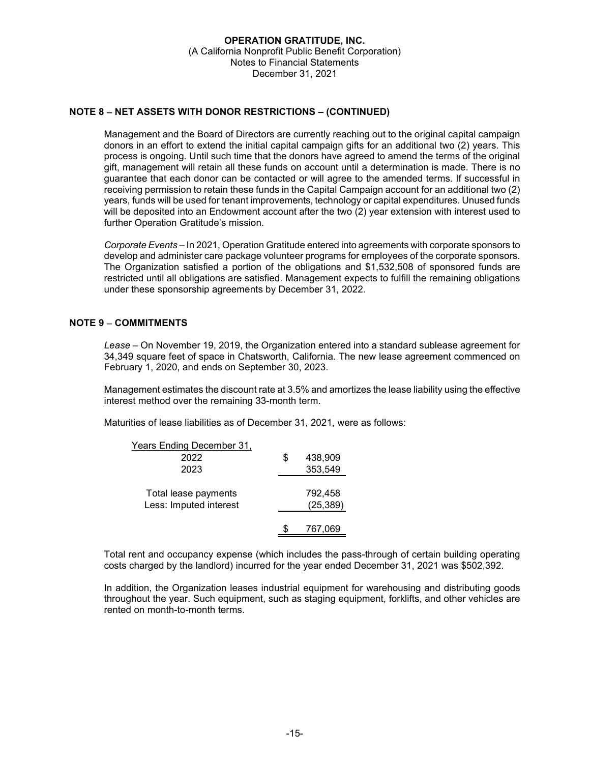# OPERATION GRATITUDE, INC.

(A California Nonprofit Public Benefit Corporation)
Notes to Financial Statements
December 31, 2021

## NOTE 8 – NET ASSETS WITH DONOR RESTRICTIONS – (CONTINUED)

Management and the Board of Directors are currently reaching out to the original capital campaign donors in an effort to extend the initial capital campaign gifts for an additional two (2) years. This process is ongoing. Until such time that the donors have agreed to amend the terms of the original gift, management will retain all these funds on account until a determination is made. There is no guarantee that each donor can be contacted or will agree to the amended terms. If successful in receiving permission to retain these funds in the Capital Campaign account for an additional two (2) years, funds will be used for tenant improvements, technology or capital expenditures. Unused funds will be deposited into an Endowment account after the two (2) year extension with interest used to further Operation Gratitude's mission.

*Corporate Events* – In 2021, Operation Gratitude entered into agreements with corporate sponsors to develop and administer care package volunteer programs for employees of the corporate sponsors. The Organization satisfied a portion of the obligations and $1,532,508 of sponsored funds are restricted until all obligations are satisfied. Management expects to fulfill the remaining obligations under these sponsorship agreements by December 31, 2022.

## NOTE 9 – COMMITMENTS

*Lease* – On November 19, 2019, the Organization entered into a standard sublease agreement for 34,349 square feet of space in Chatsworth, California. The new lease agreement commenced on February 1, 2020, and ends on September 30, 2023.

Management estimates the discount rate at 3.5% and amortizes the lease liability using the effective interest method over the remaining 33-month term.

Maturities of lease liabilities as of December 31, 2021, were as follows:

| Years Ending December 31, | |
|---|---|
| 2022 | $ 438,909 |
| 2023 | 353,549 |
| Total lease payments | 792,458 |
| Less: Imputed interest | (25,389) |
| | $ 767,069 |

Total rent and occupancy expense (which includes the pass-through of certain building operating costs charged by the landlord) incurred for the year ended December 31, 2021 was $502,392.

In addition, the Organization leases industrial equipment for warehousing and distributing goods throughout the year. Such equipment, such as staging equipment, forklifts, and other vehicles are rented on month-to-month terms.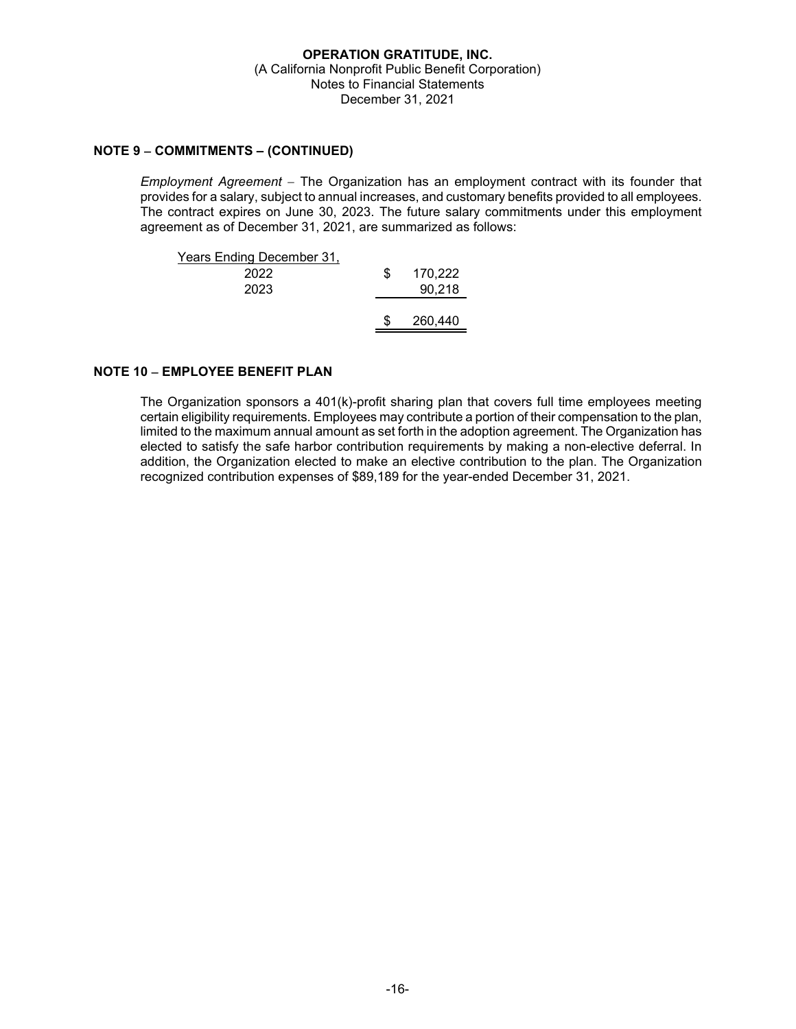## NOTE 9 – COMMITMENTS – (CONTINUED)

*Employment Agreement* – The Organization has an employment contract with its founder that provides for a salary, subject to annual increases, and customary benefits provided to all employees. The contract expires on June 30, 2023. The future salary commitments under this employment agreement as of December 31, 2021, are summarized as follows:

| Years Ending December 31, | |
|---|---|
| 2022 | $ 170,222 |
| 2023 | 90,218 |
| | $ 260,440 |

## NOTE 10 – EMPLOYEE BENEFIT PLAN

The Organization sponsors a 401(k)-profit sharing plan that covers full time employees meeting certain eligibility requirements. Employees may contribute a portion of their compensation to the plan, limited to the maximum annual amount as set forth in the adoption agreement. The Organization has elected to satisfy the safe harbor contribution requirements by making a non-elective deferral. In addition, the Organization elected to make an elective contribution to the plan. The Organization recognized contribution expenses of $89,189 for the year-ended December 31, 2021.